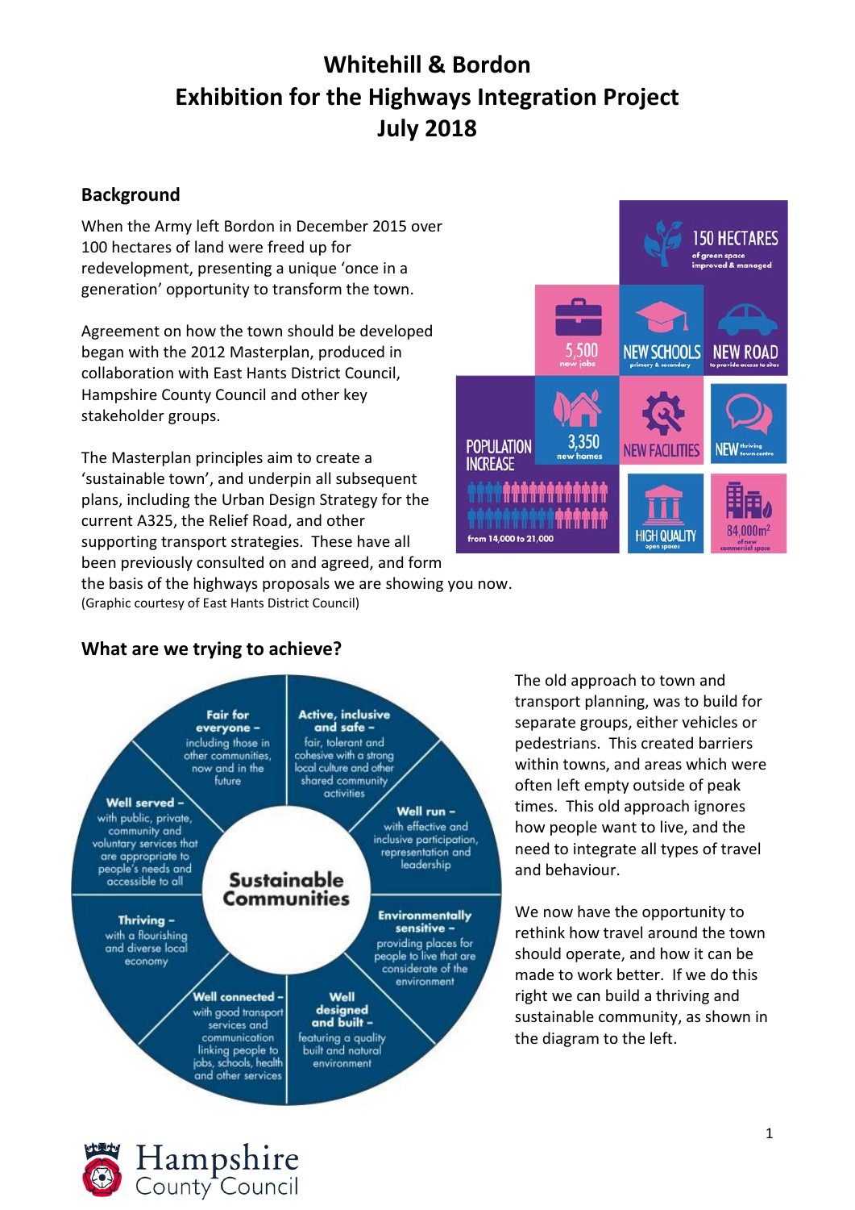# Whitehill & Bordon
# Exhibition for the Highways Integration Project
# July 2018

## Background

When the Army left Bordon in December 2015 over 100 hectares of land were freed up for redevelopment, presenting a unique 'once in a generation' opportunity to transform the town.

Agreement on how the town should be developed began with the 2012 Masterplan, produced in collaboration with East Hants District Council, Hampshire County Council and other key stakeholder groups.

The Masterplan principles aim to create a 'sustainable town', and underpin all subsequent plans, including the Urban Design Strategy for the current A325, the Relief Road, and other supporting transport strategies. These have all been previously consulted on and agreed, and form the basis of the highways proposals we are showing you now.

150 HECTARES of green space improved & managed

5,500 new jobs

NEW SCHOOLS primary & secondary

NEW ROAD to provide access to sites

POPULATION INCREASE from 14,000 to 21,000

3,350 new homes

NEW FACILITIES

NEW thriving town centre

HIGH QUALITY open spaces

84,000m² of new commercial space

(Graphic courtesy of East Hants District Council)

## What are we trying to achieve?

**Sustainable Communities**

- **Fair for everyone –** including those in other communities, now and in the future
- **Active, inclusive and safe –** fair, tolerant and cohesive with a strong local culture and other shared community activities
- **Well run –** with effective and inclusive participation, representation and leadership
- **Environmentally sensitive –** providing places for people to live that are considerate of the environment
- **Well designed and built –** featuring a quality built and natural environment
- **Well connected –** with good transport services and communication linking people to jobs, schools, health and other services
- **Thriving –** with a flourishing and diverse local economy
- **Well served –** with public, private, community and voluntary services that are appropriate to people's needs and accessible to all

The old approach to town and transport planning, was to build for separate groups, either vehicles or pedestrians. This created barriers within towns, and areas which were often left empty outside of peak times. This old approach ignores how people want to live, and the need to integrate all types of travel and behaviour.

We now have the opportunity to rethink how travel around the town should operate, and how it can be made to work better. If we do this right we can build a thriving and sustainable community, as shown in the diagram to the left.

Hampshire County Council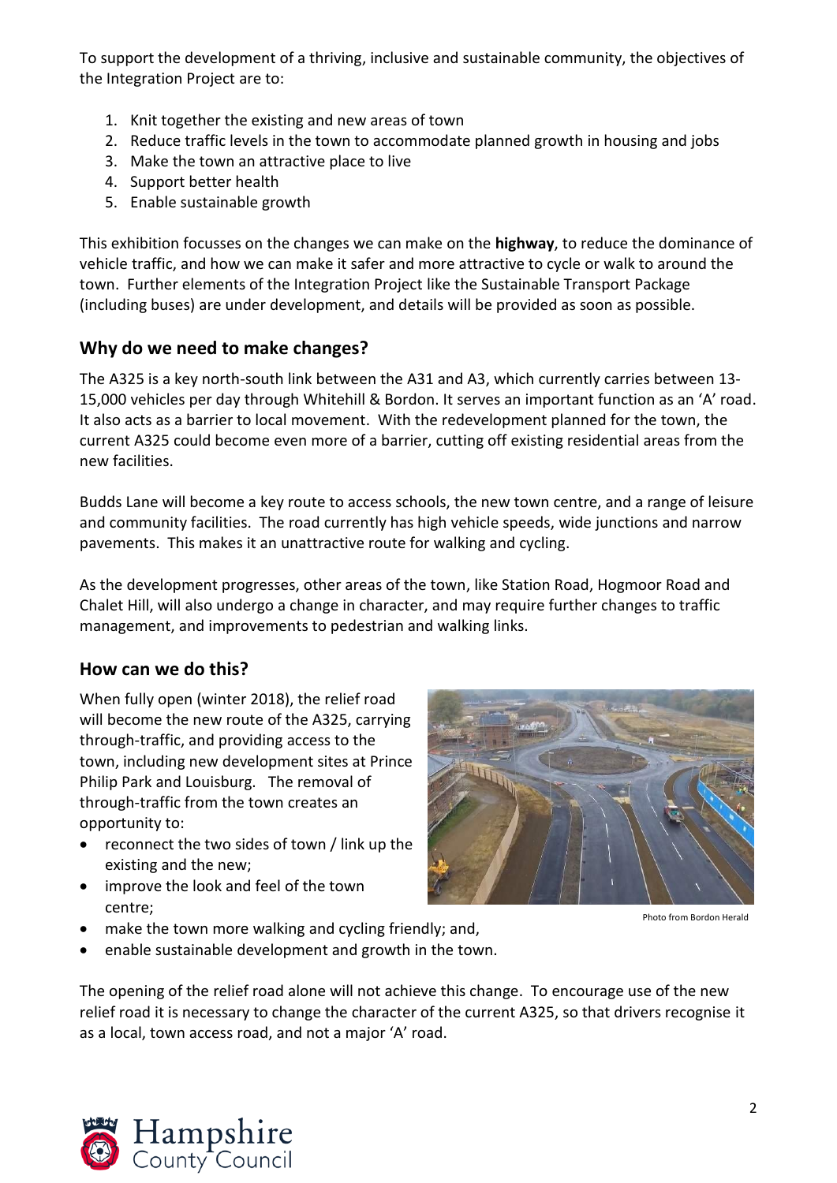To support the development of a thriving, inclusive and sustainable community, the objectives of the Integration Project are to:

1. Knit together the existing and new areas of town
2. Reduce traffic levels in the town to accommodate planned growth in housing and jobs
3. Make the town an attractive place to live
4. Support better health
5. Enable sustainable growth

This exhibition focusses on the changes we can make on the **highway**, to reduce the dominance of vehicle traffic, and how we can make it safer and more attractive to cycle or walk to around the town. Further elements of the Integration Project like the Sustainable Transport Package (including buses) are under development, and details will be provided as soon as possible.

## Why do we need to make changes?

The A325 is a key north-south link between the A31 and A3, which currently carries between 13-15,000 vehicles per day through Whitehill & Bordon. It serves an important function as an 'A' road. It also acts as a barrier to local movement. With the redevelopment planned for the town, the current A325 could become even more of a barrier, cutting off existing residential areas from the new facilities.

Budds Lane will become a key route to access schools, the new town centre, and a range of leisure and community facilities. The road currently has high vehicle speeds, wide junctions and narrow pavements. This makes it an unattractive route for walking and cycling.

As the development progresses, other areas of the town, like Station Road, Hogmoor Road and Chalet Hill, will also undergo a change in character, and may require further changes to traffic management, and improvements to pedestrian and walking links.

## How can we do this?

When fully open (winter 2018), the relief road will become the new route of the A325, carrying through-traffic, and providing access to the town, including new development sites at Prince Philip Park and Louisburg. The removal of through-traffic from the town creates an opportunity to:

- reconnect the two sides of town / link up the existing and the new;
- improve the look and feel of the town centre;
- make the town more walking and cycling friendly; and,
- enable sustainable development and growth in the town.

Photo from Bordon Herald

The opening of the relief road alone will not achieve this change. To encourage use of the new relief road it is necessary to change the character of the current A325, so that drivers recognise it as a local, town access road, and not a major 'A' road.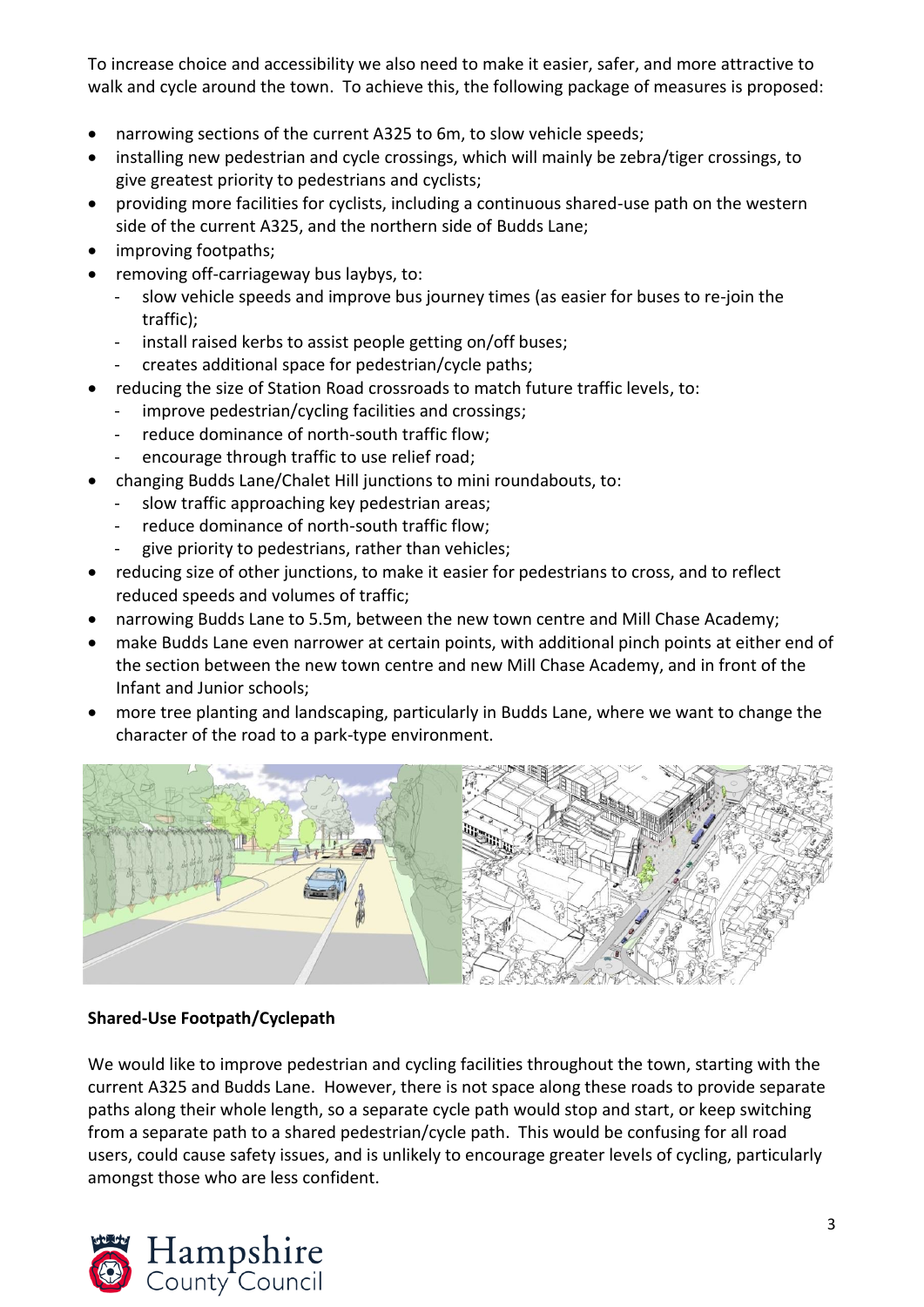To increase choice and accessibility we also need to make it easier, safer, and more attractive to walk and cycle around the town. To achieve this, the following package of measures is proposed:

- narrowing sections of the current A325 to 6m, to slow vehicle speeds;
- installing new pedestrian and cycle crossings, which will mainly be zebra/tiger crossings, to give greatest priority to pedestrians and cyclists;
- providing more facilities for cyclists, including a continuous shared-use path on the western side of the current A325, and the northern side of Budds Lane;
- improving footpaths;
- removing off-carriageway bus laybys, to:
  - slow vehicle speeds and improve bus journey times (as easier for buses to re-join the traffic);
  - install raised kerbs to assist people getting on/off buses;
  - creates additional space for pedestrian/cycle paths;
- reducing the size of Station Road crossroads to match future traffic levels, to:
  - improve pedestrian/cycling facilities and crossings;
  - reduce dominance of north-south traffic flow;
  - encourage through traffic to use relief road;
- changing Budds Lane/Chalet Hill junctions to mini roundabouts, to:
  - slow traffic approaching key pedestrian areas;
  - reduce dominance of north-south traffic flow;
  - give priority to pedestrians, rather than vehicles;
- reducing size of other junctions, to make it easier for pedestrians to cross, and to reflect reduced speeds and volumes of traffic;
- narrowing Budds Lane to 5.5m, between the new town centre and Mill Chase Academy;
- make Budds Lane even narrower at certain points, with additional pinch points at either end of the section between the new town centre and new Mill Chase Academy, and in front of the Infant and Junior schools;
- more tree planting and landscaping, particularly in Budds Lane, where we want to change the character of the road to a park-type environment.

**Shared-Use Footpath/Cyclepath**

We would like to improve pedestrian and cycling facilities throughout the town, starting with the current A325 and Budds Lane. However, there is not space along these roads to provide separate paths along their whole length, so a separate cycle path would stop and start, or keep switching from a separate path to a shared pedestrian/cycle path. This would be confusing for all road users, could cause safety issues, and is unlikely to encourage greater levels of cycling, particularly amongst those who are less confident.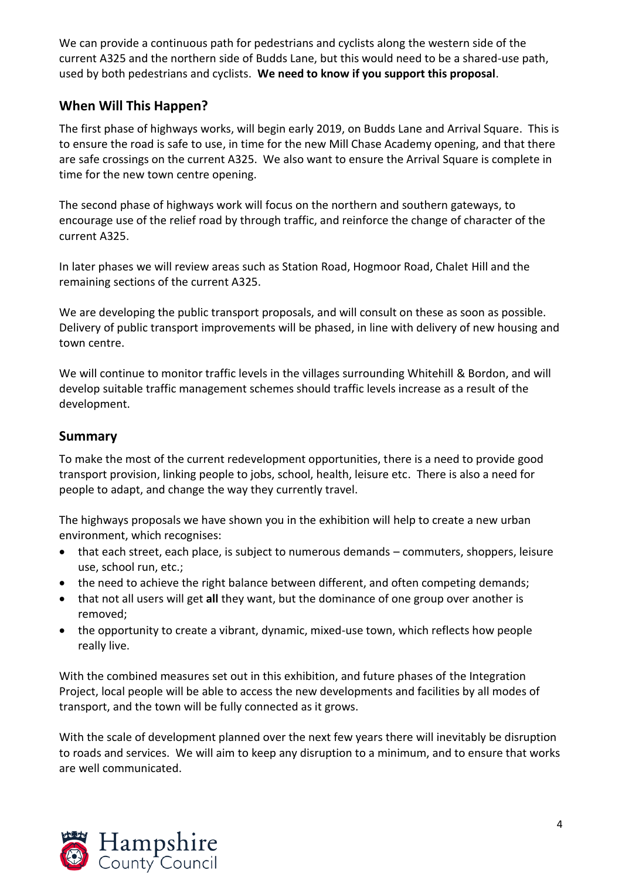We can provide a continuous path for pedestrians and cyclists along the western side of the current A325 and the northern side of Budds Lane, but this would need to be a shared-use path, used by both pedestrians and cyclists. **We need to know if you support this proposal**.

## When Will This Happen?

The first phase of highways works, will begin early 2019, on Budds Lane and Arrival Square. This is to ensure the road is safe to use, in time for the new Mill Chase Academy opening, and that there are safe crossings on the current A325. We also want to ensure the Arrival Square is complete in time for the new town centre opening.

The second phase of highways work will focus on the northern and southern gateways, to encourage use of the relief road by through traffic, and reinforce the change of character of the current A325.

In later phases we will review areas such as Station Road, Hogmoor Road, Chalet Hill and the remaining sections of the current A325.

We are developing the public transport proposals, and will consult on these as soon as possible. Delivery of public transport improvements will be phased, in line with delivery of new housing and town centre.

We will continue to monitor traffic levels in the villages surrounding Whitehill & Bordon, and will develop suitable traffic management schemes should traffic levels increase as a result of the development.

## Summary

To make the most of the current redevelopment opportunities, there is a need to provide good transport provision, linking people to jobs, school, health, leisure etc. There is also a need for people to adapt, and change the way they currently travel.

The highways proposals we have shown you in the exhibition will help to create a new urban environment, which recognises:

- that each street, each place, is subject to numerous demands – commuters, shoppers, leisure use, school run, etc.;
- the need to achieve the right balance between different, and often competing demands;
- that not all users will get **all** they want, but the dominance of one group over another is removed;
- the opportunity to create a vibrant, dynamic, mixed-use town, which reflects how people really live.

With the combined measures set out in this exhibition, and future phases of the Integration Project, local people will be able to access the new developments and facilities by all modes of transport, and the town will be fully connected as it grows.

With the scale of development planned over the next few years there will inevitably be disruption to roads and services. We will aim to keep any disruption to a minimum, and to ensure that works are well communicated.

Hampshire County Council